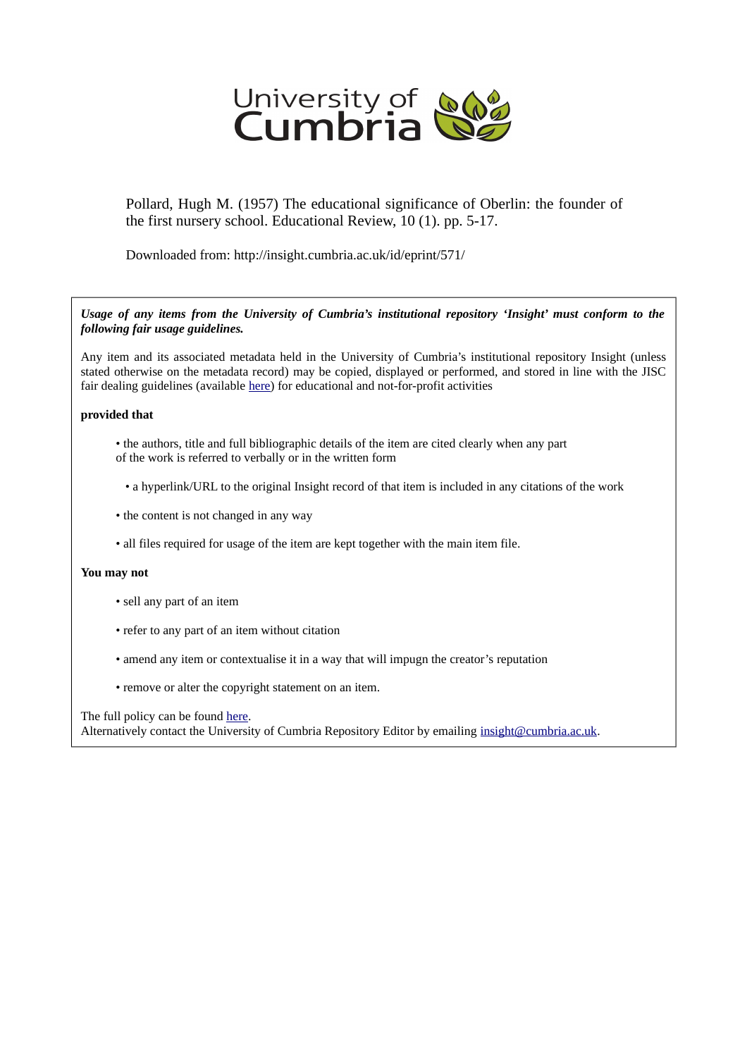University of Cumbria

Pollard, Hugh M. (1957) The educational significance of Oberlin: the founder of the first nursery school. Educational Review, 10 (1). pp. 5-17.

Downloaded from: http://insight.cumbria.ac.uk/id/eprint/571/

***Usage of any items from the University of Cumbria's institutional repository 'Insight' must conform to the following fair usage guidelines.***

Any item and its associated metadata held in the University of Cumbria's institutional repository Insight (unless stated otherwise on the metadata record) may be copied, displayed or performed, and stored in line with the JISC fair dealing guidelines (available here) for educational and not-for-profit activities

**provided that**

- the authors, title and full bibliographic details of the item are cited clearly when any part of the work is referred to verbally or in the written form
- a hyperlink/URL to the original Insight record of that item is included in any citations of the work
- the content is not changed in any way
- all files required for usage of the item are kept together with the main item file.

**You may not**

- sell any part of an item
- refer to any part of an item without citation
- amend any item or contextualise it in a way that will impugn the creator's reputation
- remove or alter the copyright statement on an item.

The full policy can be found here.
Alternatively contact the University of Cumbria Repository Editor by emailing insight@cumbria.ac.uk.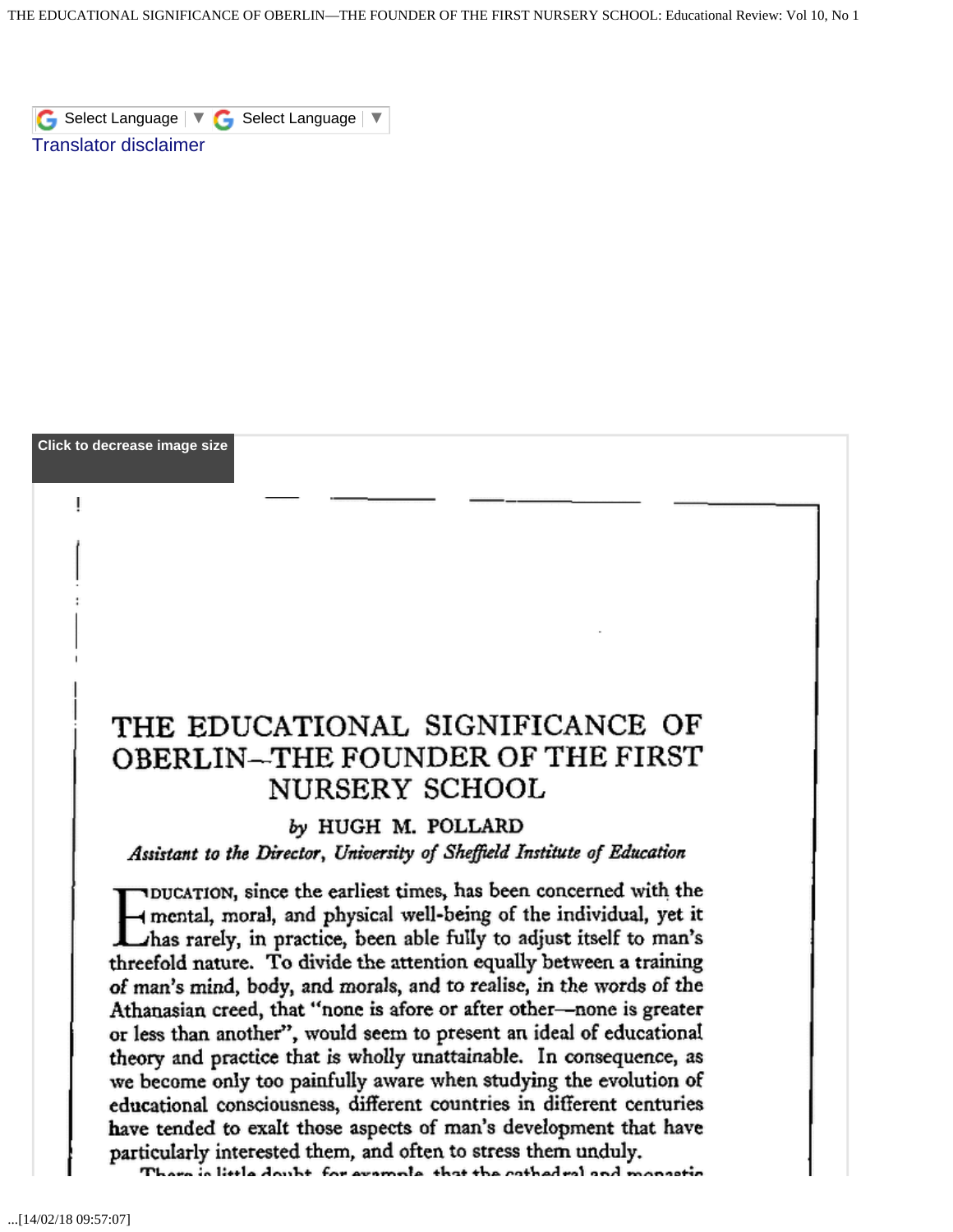# THE EDUCATIONAL SIGNIFICANCE OF OBERLIN—THE FOUNDER OF THE FIRST NURSERY SCHOOL

*by* HUGH M. POLLARD

*Assistant to the Director, University of Sheffield Institute of Education*

EDUCATION, since the earliest times, has been concerned with the mental, moral, and physical well-being of the individual, yet it has rarely, in practice, been able fully to adjust itself to man's threefold nature. To divide the attention equally between a training of man's mind, body, and morals, and to realise, in the words of the Athanasian creed, that "none is afore or after other—none is greater or less than another", would seem to present an ideal of educational theory and practice that is wholly unattainable. In consequence, as we become only too painfully aware when studying the evolution of educational consciousness, different countries in different centuries have tended to exalt those aspects of man's development that have particularly interested them, and often to stress them unduly.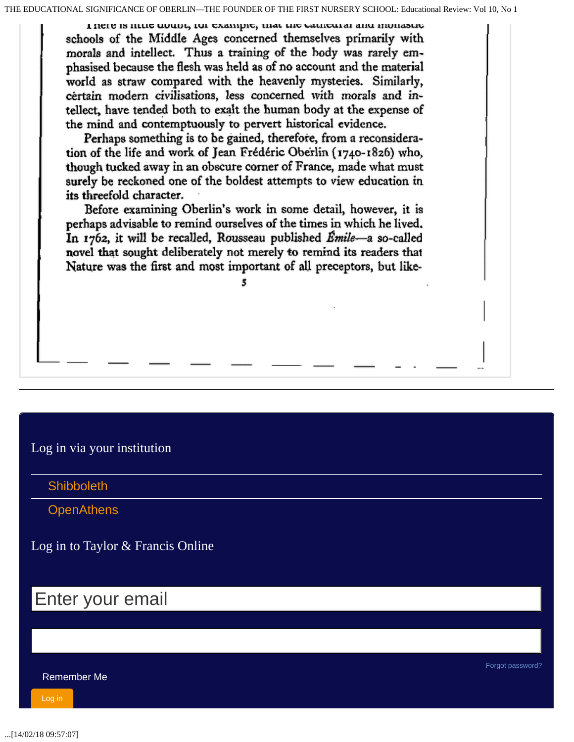There is little doubt, for example, that the cathedral and monastic schools of the Middle Ages concerned themselves primarily with morals and intellect. Thus a training of the body was rarely emphasised because the flesh was held as of no account and the material world as straw compared with the heavenly mysteries. Similarly, certain modern civilisations, less concerned with morals and intellect, have tended both to exalt the human body at the expense of the mind and contemptuously to pervert historical evidence.

Perhaps something is to be gained, therefore, from a reconsideration of the life and work of Jean Frédéric Oberlin (1740-1826) who, though tucked away in an obscure corner of France, made what must surely be reckoned one of the boldest attempts to view education in its threefold character.

Before examining Oberlin's work in some detail, however, it is perhaps advisable to remind ourselves of the times in which he lived. In 1762, it will be recalled, Rousseau published *Émile*—a so-called novel that sought deliberately not merely to remind its readers that Nature was the first and most important of all preceptors, but like-